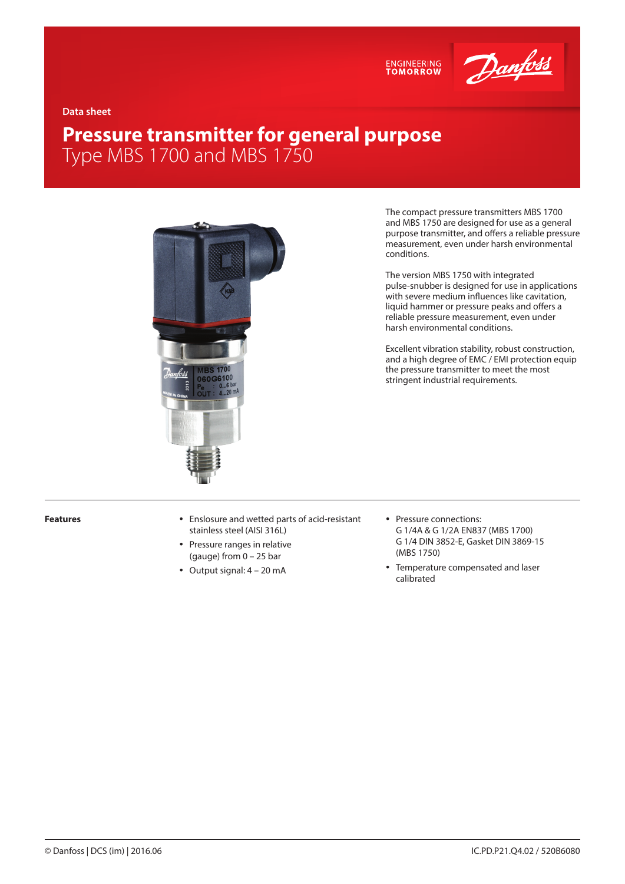Data sheet

# Pressure transmitter for general purpose
## Type MBS 1700 and MBS 1750

The compact pressure transmitters MBS 1700 and MBS 1750 are designed for use as a general purpose transmitter, and offers a reliable pressure measurement, even under harsh environmental conditions.

The version MBS 1750 with integrated pulse-snubber is designed for use in applications with severe medium influences like cavitation, liquid hammer or pressure peaks and offers a reliable pressure measurement, even under harsh environmental conditions.

Excellent vibration stability, robust construction, and a high degree of EMC / EMI protection equip the pressure transmitter to meet the most stringent industrial requirements.

**Features**

- Enslosure and wetted parts of acid-resistant stainless steel (AISI 316L)
- Pressure ranges in relative (gauge) from 0 – 25 bar
- Output signal: 4 – 20 mA
- Pressure connections:
  G 1/4A & G 1/2A EN837 (MBS 1700)
  G 1/4 DIN 3852-E, Gasket DIN 3869-15 (MBS 1750)
- Temperature compensated and laser calibrated

© Danfoss | DCS (im) | 2016.06

IC.PD.P21.Q4.02 / 520B6080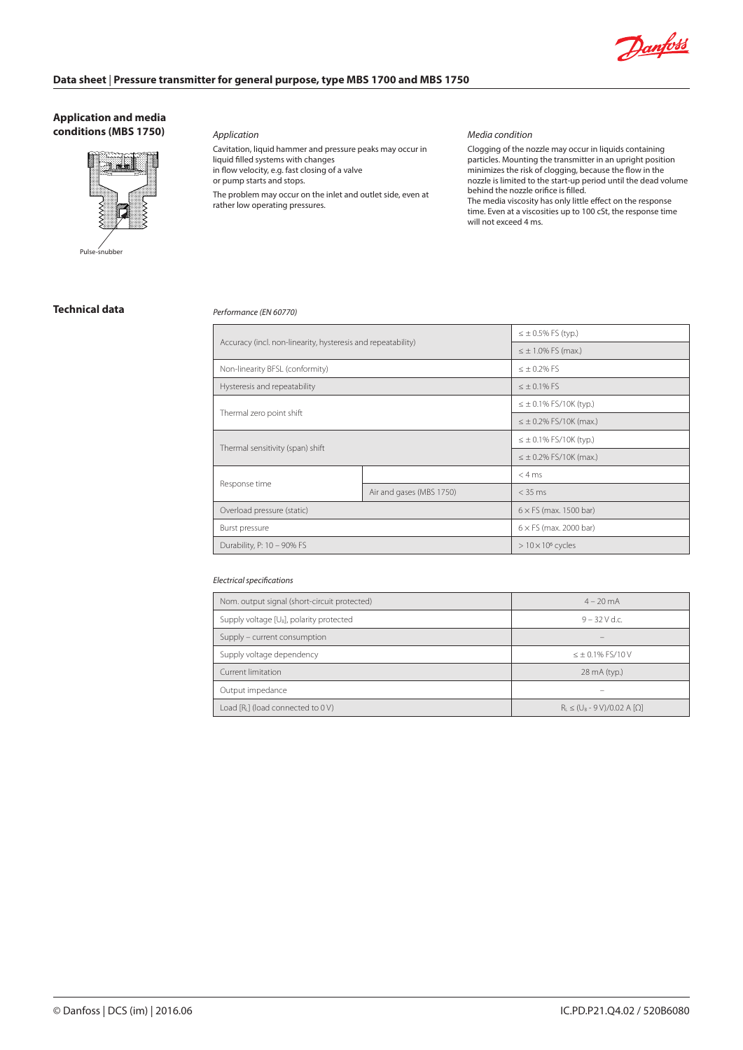## Application and media conditions (MBS 1750)

Pulse-snubber

*Application*

Cavitation, liquid hammer and pressure peaks may occur in liquid filled systems with changes in flow velocity, e.g. fast closing of a valve or pump starts and stops.

The problem may occur on the inlet and outlet side, even at rather low operating pressures.

*Media condition*

Clogging of the nozzle may occur in liquids containing particles. Mounting the transmitter in an upright position minimizes the risk of clogging, because the flow in the nozzle is limited to the start-up period until the dead volume behind the nozzle orifice is filled.
The media viscosity has only little effect on the response time. Even at a viscosities up to 100 cSt, the response time will not exceed 4 ms.

## Technical data

*Performance (EN 60770)*

| | | |
|---|---|---|
| Accuracy (incl. non-linearity, hysteresis and repeatability) | | ≤ ± 0.5% FS (typ.) |
| | | ≤ ± 1.0% FS (max.) |
| Non-linearity BFSL (conformity) | | ≤ ± 0.2% FS |
| Hysteresis and repeatability | | ≤ ± 0.1% FS |
| Thermal zero point shift | | ≤ ± 0.1% FS/10K (typ.) |
| | | ≤ ± 0.2% FS/10K (max.) |
| Thermal sensitivity (span) shift | | ≤ ± 0.1% FS/10K (typ.) |
| | | ≤ ± 0.2% FS/10K (max.) |
| Response time | | < 4 ms |
| | Air and gases (MBS 1750) | < 35 ms |
| Overload pressure (static) | | 6 × FS (max. 1500 bar) |
| Burst pressure | | 6 × FS (max. 2000 bar) |
| Durability, P: 10 – 90% FS | | > 10 × $10^6$ cycles |

*Electrical specifications*

| | |
|---|---|
| Nom. output signal (short-circuit protected) | 4 – 20 mA |
| Supply voltage [$U_B$], polarity protected | 9 – 32 V d.c. |
| Supply – current consumption | – |
| Supply voltage dependency | ≤ ± 0.1% FS/10 V |
| Current limitation | 28 mA (typ.) |
| Output impedance | – |
| Load [$R_L$] (load connected to 0 V) | $R_L \leq (U_B - 9\text{ V})/0.02\text{ A}$ [Ω] |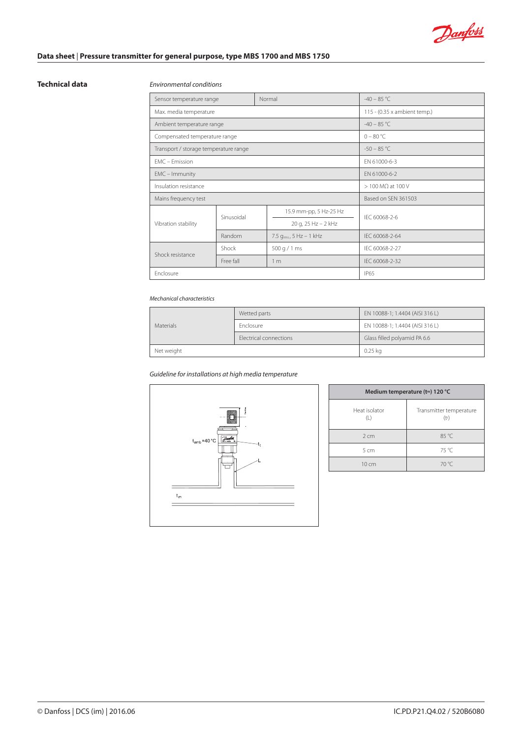## Technical data

*Environmental conditions*

| | | | |
|---|---|---|---|
| Sensor temperature range | Normal | | -40 – 85 °C |
| Max. media temperature | | | 115 - (0.35 x ambient temp.) |
| Ambient temperature range | | | -40 – 85 °C |
| Compensated temperature range | | | 0 – 80 °C |
| Transport / storage temperature range | | | -50 – 85 °C |
| EMC – Emission | | | EN 61000-6-3 |
| EMC – Immunity | | | EN 61000-6-2 |
| Insulation resistance | | | > 100 MΩ at 100 V |
| Mains frequency test | | | Based on SEN 361503 |
| Vibration stability | Sinusoidal | 15.9 mm-pp, 5 Hz-25 Hz<br>20 g, 25 Hz – 2 kHz | IEC 60068-2-6 |
| | Random | 7.5 $g_{rms}$, 5 Hz – 1 kHz | IEC 60068-2-64 |
| Shock resistance | Shock | 500 g / 1 ms | IEC 60068-2-27 |
| | Free fall | 1 m | IEC 60068-2-32 |
| Enclosure | | | IP65 |

*Mechanical characteristics*

| | | |
|---|---|---|
| Materials | Wetted parts | EN 10088-1; 1.4404 (AISI 316 L) |
| | Enclosure | EN 10088-1; 1.4404 (AISI 316 L) |
| | Electrical connections | Glass filled polyamid PA 6.6 |
| Net weight | | 0.25 kg |

*Guideline for installations at high media temperature*

$t_{amb}$ = 40 °C, $t_t$, L, $t_m$

| Medium temperature ($t_m$) 120 °C | |
|---|---|
| Heat isolator (L) | Transmitter temperature ($t_t$) |
| 2 cm | 85 °C |
| 5 cm | 75 °C |
| 10 cm | 70 °C |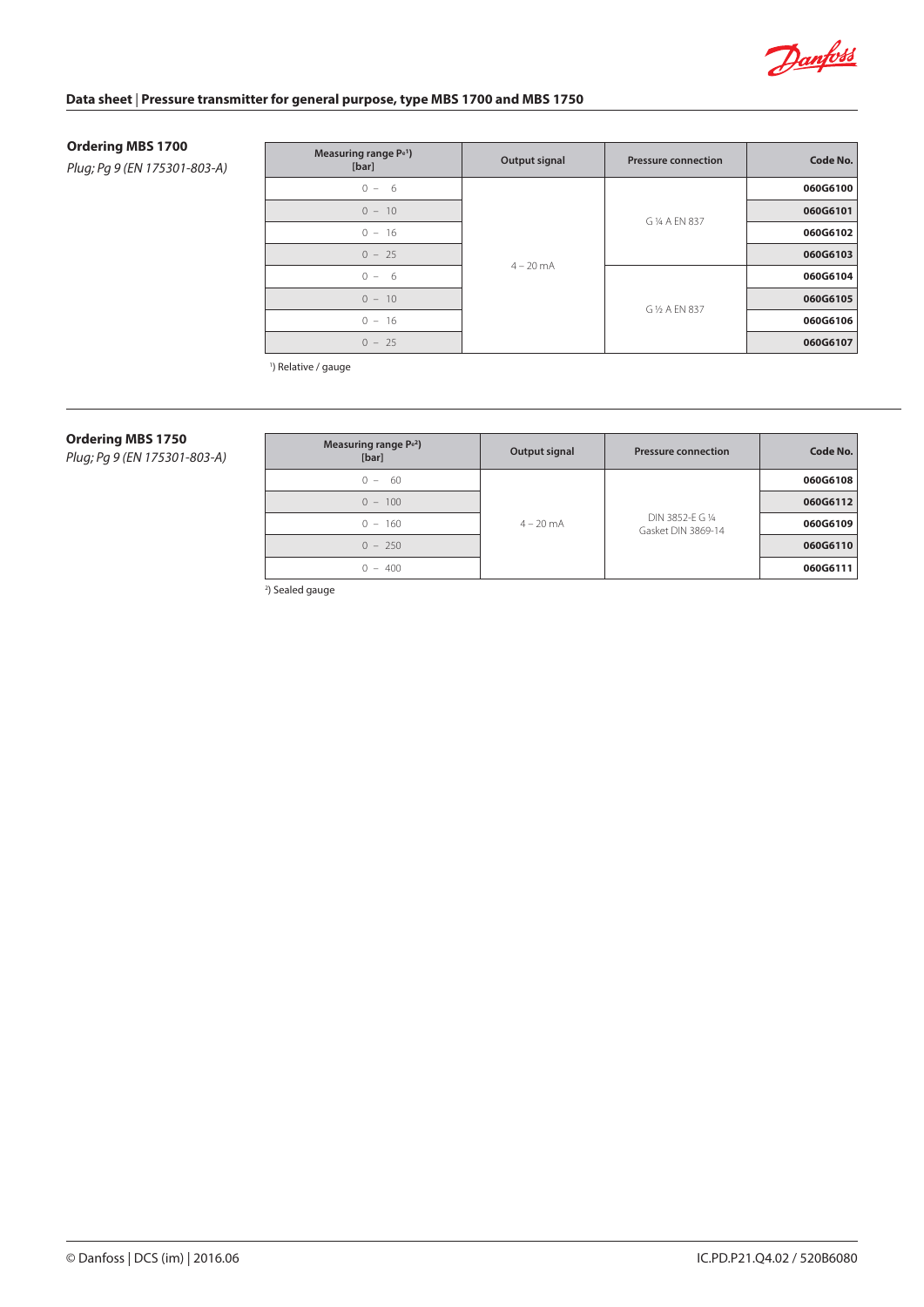## Ordering MBS 1700

*Plug; Pg 9 (EN 175301-803-A)*

| Measuring range $P_e$[1] [bar] | Output signal | Pressure connection | Code No. |
|---|---|---|---|
| 0 – 6 | 4 – 20 mA | G ¼ A EN 837 | **060G6100** |
| 0 – 10 | | | **060G6101** |
| 0 – 16 | | | **060G6102** |
| 0 – 25 | | | **060G6103** |
| 0 – 6 | | G ½ A EN 837 | **060G6104** |
| 0 – 10 | | | **060G6105** |
| 0 – 16 | | | **060G6106** |
| 0 – 25 | | | **060G6107** |

[1]) Relative / gauge

## Ordering MBS 1750

*Plug; Pg 9 (EN 175301-803-A)*

| Measuring range $P_e$[2] [bar] | Output signal | Pressure connection | Code No. |
|---|---|---|---|
| 0 – 60 | 4 – 20 mA | DIN 3852-E G ¼ Gasket DIN 3869-14 | **060G6108** |
| 0 – 100 | | | **060G6112** |
| 0 – 160 | | | **060G6109** |
| 0 – 250 | | | **060G6110** |
| 0 – 400 | | | **060G6111** |

[2]) Sealed gauge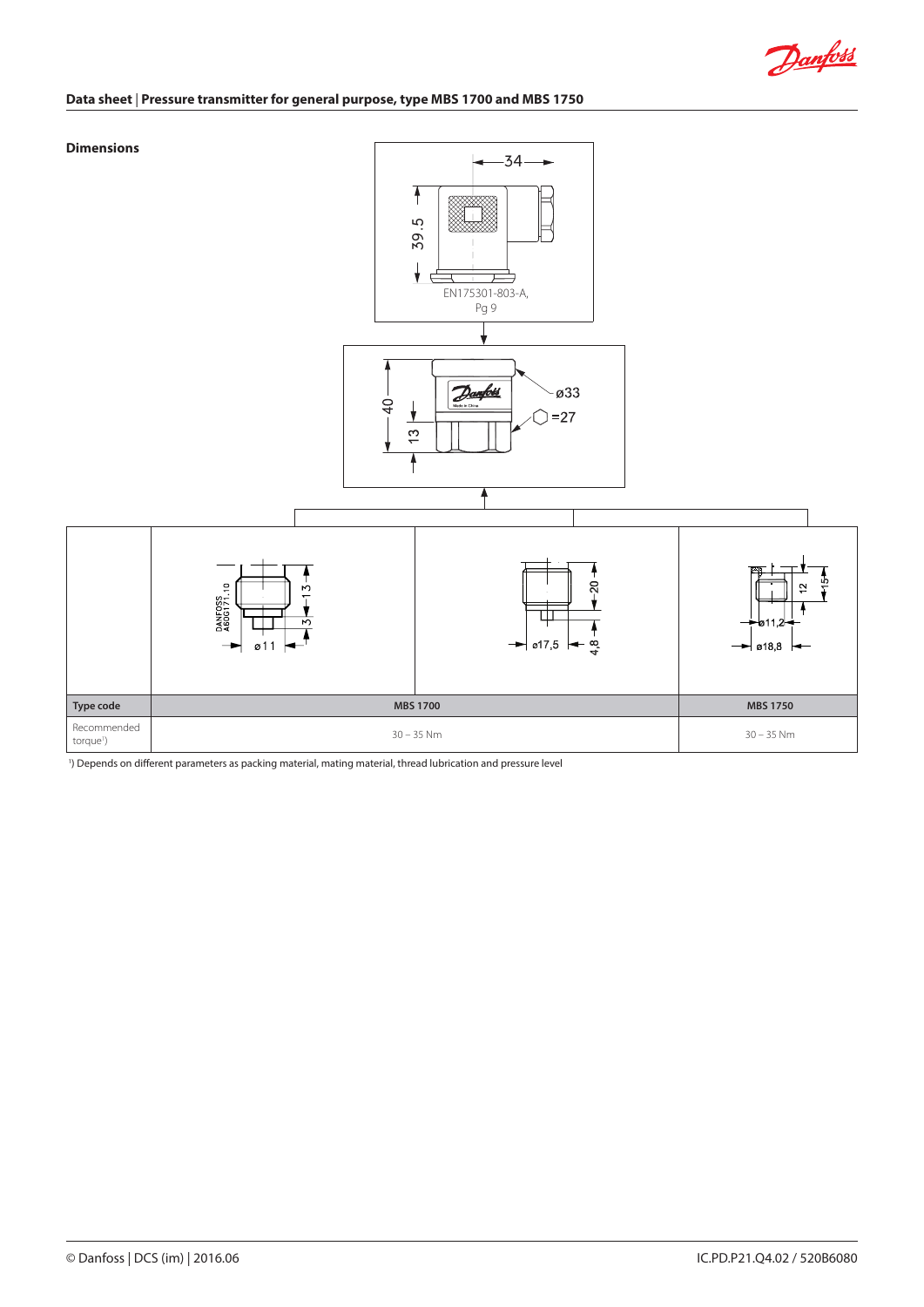## Dimensions

EN175301-803-A, Pg 9

| | | | |
|---|---|---|---|
| Type code | MBS 1700 | | MBS 1750 |
| Recommended torque[1]) | 30 – 35 Nm | | 30 – 35 Nm |

[1]) Depends on different parameters as packing material, mating material, thread lubrication and pressure level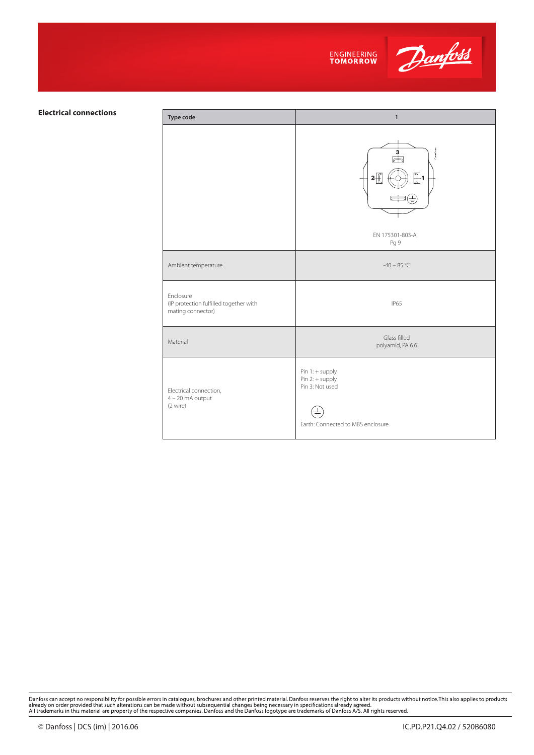## Electrical connections

| Type code | 1 |
|---|---|
| | 3<br>2 1<br>EN 175301-803-A, Pg 9 |
| Ambient temperature | -40 – 85 °C |
| Enclosure (IP protection fulfilled together with mating connector) | IP65 |
| Material | Glass filled polyamid, PA 6.6 |
| Electrical connection, 4 – 20 mA output (2 wire) | Pin 1: + supply<br>Pin 2: ÷ supply<br>Pin 3: Not used<br>⏚<br>Earth: Connected to MBS enclosure |

Danfoss can accept no responsibility for possible errors in catalogues, brochures and other printed material. Danfoss reserves the right to alter its products without notice. This also applies to products already on order provided that such alterations can be made without subsequential changes being necessary in specifications already agreed.
All trademarks in this material are property of the respective companies. Danfoss and the Danfoss logotype are trademarks of Danfoss A/S. All rights reserved.

© Danfoss | DCS (im) | 2016.06

IC.PD.P21.Q4.02 / 520B6080